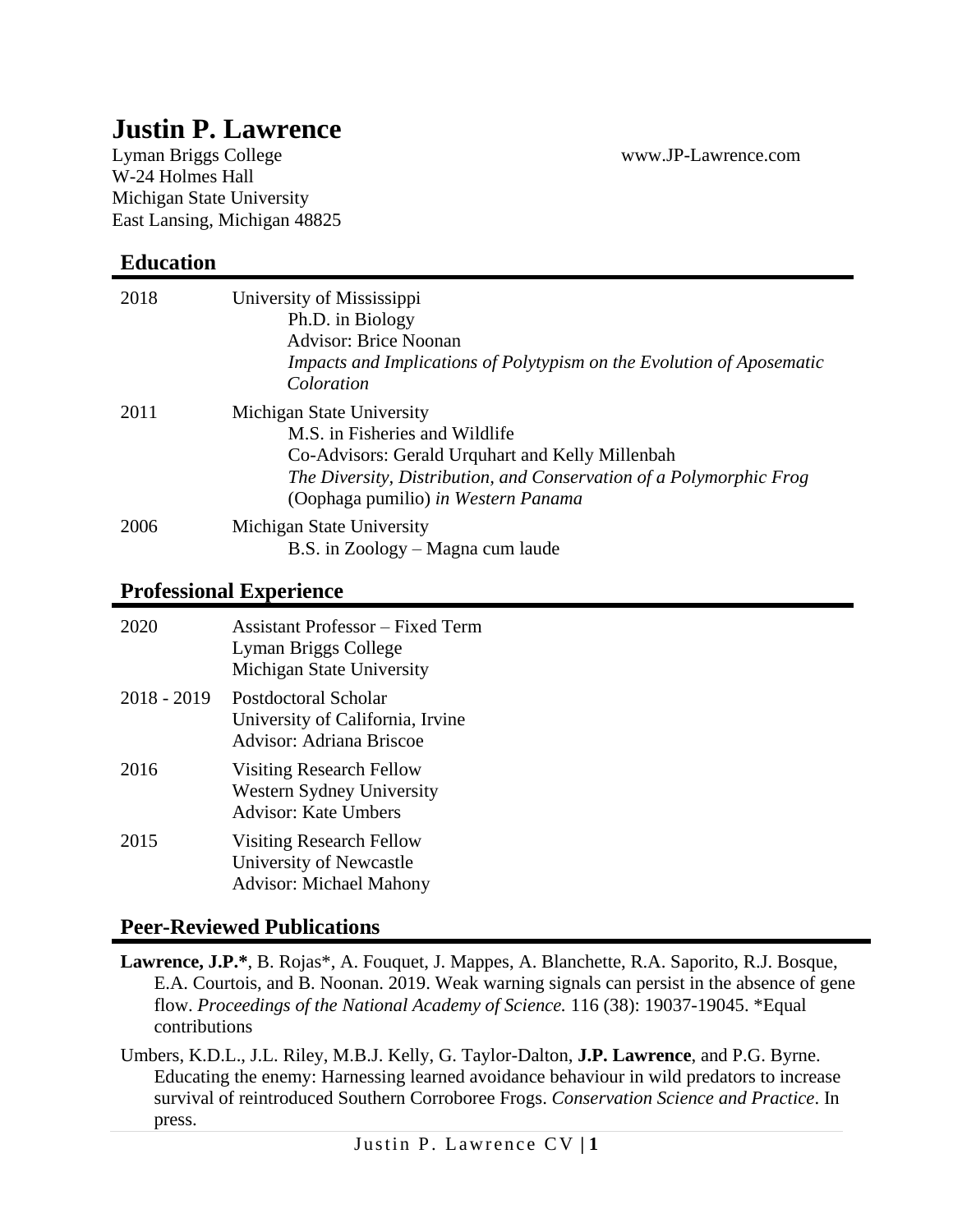# Justin P. Lawrence

Lyman Briggs College
W-24 Holmes Hall
Michigan State University
East Lansing, Michigan 48825

www.JP-Lawrence.com

## Education

| | |
|---|---|
| 2018 | University of Mississippi<br>Ph.D. in Biology<br>Advisor: Brice Noonan<br>*Impacts and Implications of Polytypism on the Evolution of Aposematic Coloration* |
| 2011 | Michigan State University<br>M.S. in Fisheries and Wildlife<br>Co-Advisors: Gerald Urquhart and Kelly Millenbah<br>*The Diversity, Distribution, and Conservation of a Polymorphic Frog* (Oophaga pumilio) *in Western Panama* |
| 2006 | Michigan State University<br>B.S. in Zoology – Magna cum laude |

## Professional Experience

| | |
|---|---|
| 2020 | Assistant Professor – Fixed Term<br>Lyman Briggs College<br>Michigan State University |
| 2018 - 2019 | Postdoctoral Scholar<br>University of California, Irvine<br>Advisor: Adriana Briscoe |
| 2016 | Visiting Research Fellow<br>Western Sydney University<br>Advisor: Kate Umbers |
| 2015 | Visiting Research Fellow<br>University of Newcastle<br>Advisor: Michael Mahony |

## Peer-Reviewed Publications

**Lawrence, J.P.***, B. Rojas*, A. Fouquet, J. Mappes, A. Blanchette, R.A. Saporito, R.J. Bosque, E.A. Courtois, and B. Noonan. 2019. Weak warning signals can persist in the absence of gene flow. *Proceedings of the National Academy of Science.* 116 (38): 19037-19045. *Equal contributions

Umbers, K.D.L., J.L. Riley, M.B.J. Kelly, G. Taylor-Dalton, **J.P. Lawrence**, and P.G. Byrne. Educating the enemy: Harnessing learned avoidance behaviour in wild predators to increase survival of reintroduced Southern Corroboree Frogs. *Conservation Science and Practice*. In press.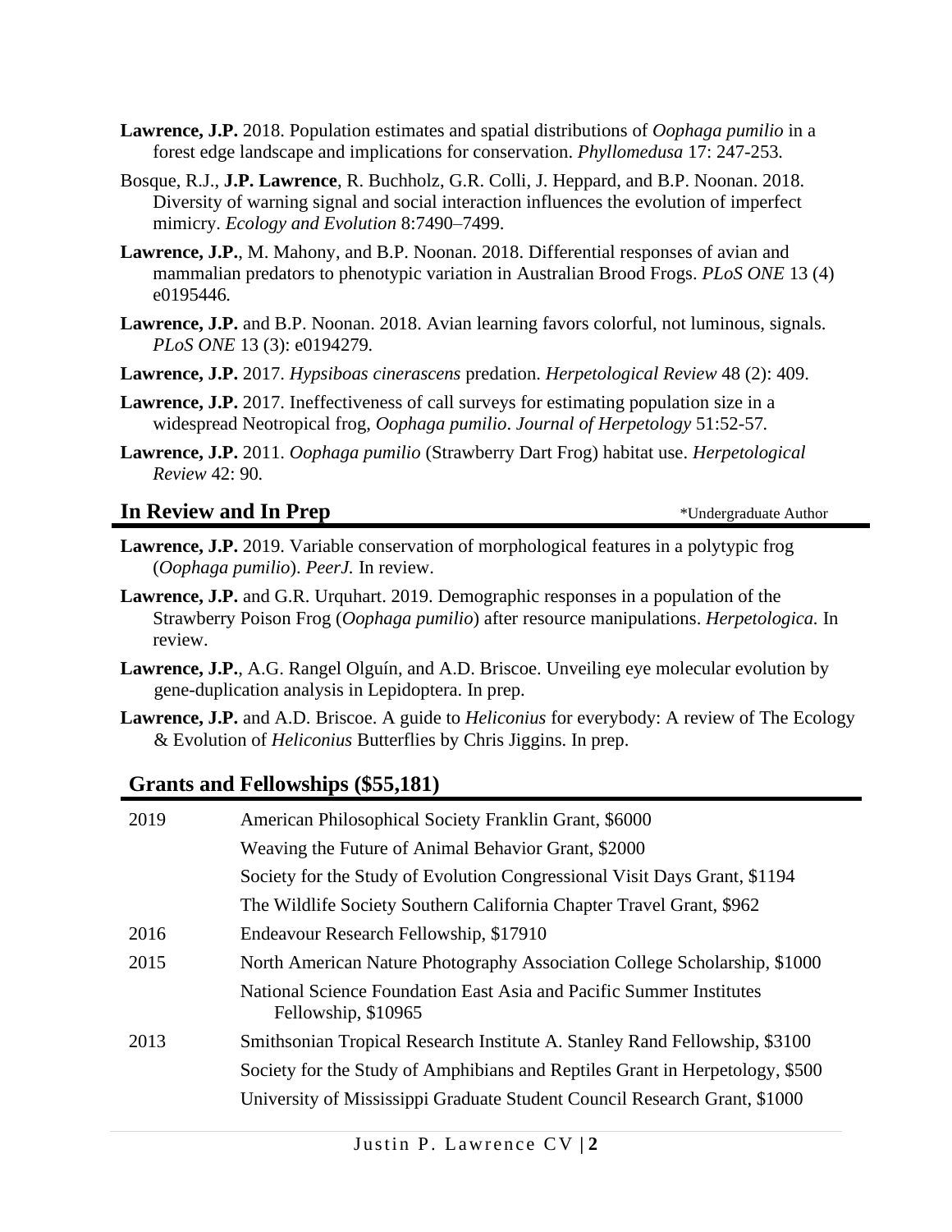**Lawrence, J.P.** 2018. Population estimates and spatial distributions of *Oophaga pumilio* in a forest edge landscape and implications for conservation. *Phyllomedusa* 17: 247-253.

Bosque, R.J., **J.P. Lawrence**, R. Buchholz, G.R. Colli, J. Heppard, and B.P. Noonan. 2018. Diversity of warning signal and social interaction influences the evolution of imperfect mimicry. *Ecology and Evolution* 8:7490–7499.

**Lawrence, J.P.**, M. Mahony, and B.P. Noonan. 2018. Differential responses of avian and mammalian predators to phenotypic variation in Australian Brood Frogs. *PLoS ONE* 13 (4) e0195446.

**Lawrence, J.P.** and B.P. Noonan. 2018. Avian learning favors colorful, not luminous, signals. *PLoS ONE* 13 (3): e0194279.

**Lawrence, J.P.** 2017. *Hypsiboas cinerascens* predation. *Herpetological Review* 48 (2): 409.

**Lawrence, J.P.** 2017. Ineffectiveness of call surveys for estimating population size in a widespread Neotropical frog, *Oophaga pumilio*. *Journal of Herpetology* 51:52-57.

**Lawrence, J.P.** 2011. *Oophaga pumilio* (Strawberry Dart Frog) habitat use. *Herpetological Review* 42: 90.

## In Review and In Prep

*Undergraduate Author

**Lawrence, J.P.** 2019. Variable conservation of morphological features in a polytypic frog (*Oophaga pumilio*). *PeerJ.* In review.

**Lawrence, J.P.** and G.R. Urquhart. 2019. Demographic responses in a population of the Strawberry Poison Frog (*Oophaga pumilio*) after resource manipulations. *Herpetologica.* In review.

**Lawrence, J.P.**, A.G. Rangel Olguín, and A.D. Briscoe. Unveiling eye molecular evolution by gene-duplication analysis in Lepidoptera. In prep.

**Lawrence, J.P.** and A.D. Briscoe. A guide to *Heliconius* for everybody: A review of The Ecology & Evolution of *Heliconius* Butterflies by Chris Jiggins. In prep.

## Grants and Fellowships ($55,181)

| | |
|---|---|
| 2019 | American Philosophical Society Franklin Grant, $6000 |
| | Weaving the Future of Animal Behavior Grant, $2000 |
| | Society for the Study of Evolution Congressional Visit Days Grant, $1194 |
| | The Wildlife Society Southern California Chapter Travel Grant, $962 |
| 2016 | Endeavour Research Fellowship, $17910 |
| 2015 | North American Nature Photography Association College Scholarship, $1000 |
| | National Science Foundation East Asia and Pacific Summer Institutes Fellowship, $10965 |
| 2013 | Smithsonian Tropical Research Institute A. Stanley Rand Fellowship, $3100 |
| | Society for the Study of Amphibians and Reptiles Grant in Herpetology, $500 |
| | University of Mississippi Graduate Student Council Research Grant, $1000 |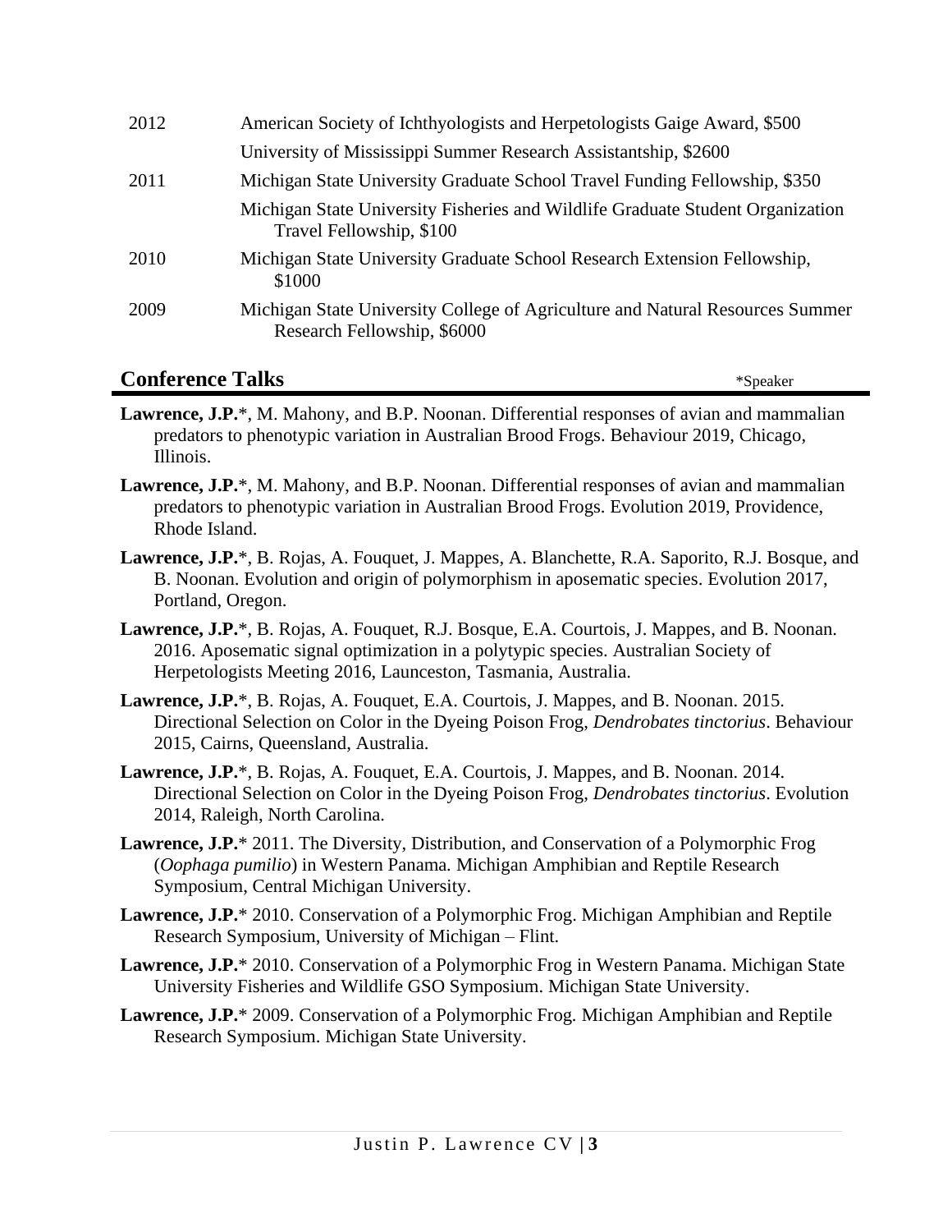| | |
|---|---|
| 2012 | American Society of Ichthyologists and Herpetologists Gaige Award, $500 |
| | University of Mississippi Summer Research Assistantship, $2600 |
| 2011 | Michigan State University Graduate School Travel Funding Fellowship, $350 |
| | Michigan State University Fisheries and Wildlife Graduate Student Organization Travel Fellowship, $100 |
| 2010 | Michigan State University Graduate School Research Extension Fellowship, $1000 |
| 2009 | Michigan State University College of Agriculture and Natural Resources Summer Research Fellowship, $6000 |

## Conference Talks

*Speaker

**Lawrence, J.P.***, M. Mahony, and B.P. Noonan. Differential responses of avian and mammalian predators to phenotypic variation in Australian Brood Frogs. Behaviour 2019, Chicago, Illinois.

**Lawrence, J.P.***, M. Mahony, and B.P. Noonan. Differential responses of avian and mammalian predators to phenotypic variation in Australian Brood Frogs. Evolution 2019, Providence, Rhode Island.

**Lawrence, J.P.***, B. Rojas, A. Fouquet, J. Mappes, A. Blanchette, R.A. Saporito, R.J. Bosque, and B. Noonan. Evolution and origin of polymorphism in aposematic species. Evolution 2017, Portland, Oregon.

**Lawrence, J.P.***, B. Rojas, A. Fouquet, R.J. Bosque, E.A. Courtois, J. Mappes, and B. Noonan. 2016. Aposematic signal optimization in a polytypic species. Australian Society of Herpetologists Meeting 2016, Launceston, Tasmania, Australia.

**Lawrence, J.P.***, B. Rojas, A. Fouquet, E.A. Courtois, J. Mappes, and B. Noonan. 2015. Directional Selection on Color in the Dyeing Poison Frog, *Dendrobates tinctorius*. Behaviour 2015, Cairns, Queensland, Australia.

**Lawrence, J.P.***, B. Rojas, A. Fouquet, E.A. Courtois, J. Mappes, and B. Noonan. 2014. Directional Selection on Color in the Dyeing Poison Frog, *Dendrobates tinctorius*. Evolution 2014, Raleigh, North Carolina.

**Lawrence, J.P.*** 2011. The Diversity, Distribution, and Conservation of a Polymorphic Frog (*Oophaga pumilio*) in Western Panama. Michigan Amphibian and Reptile Research Symposium, Central Michigan University.

**Lawrence, J.P.*** 2010. Conservation of a Polymorphic Frog. Michigan Amphibian and Reptile Research Symposium, University of Michigan – Flint.

**Lawrence, J.P.*** 2010. Conservation of a Polymorphic Frog in Western Panama. Michigan State University Fisheries and Wildlife GSO Symposium. Michigan State University.

**Lawrence, J.P.*** 2009. Conservation of a Polymorphic Frog. Michigan Amphibian and Reptile Research Symposium. Michigan State University.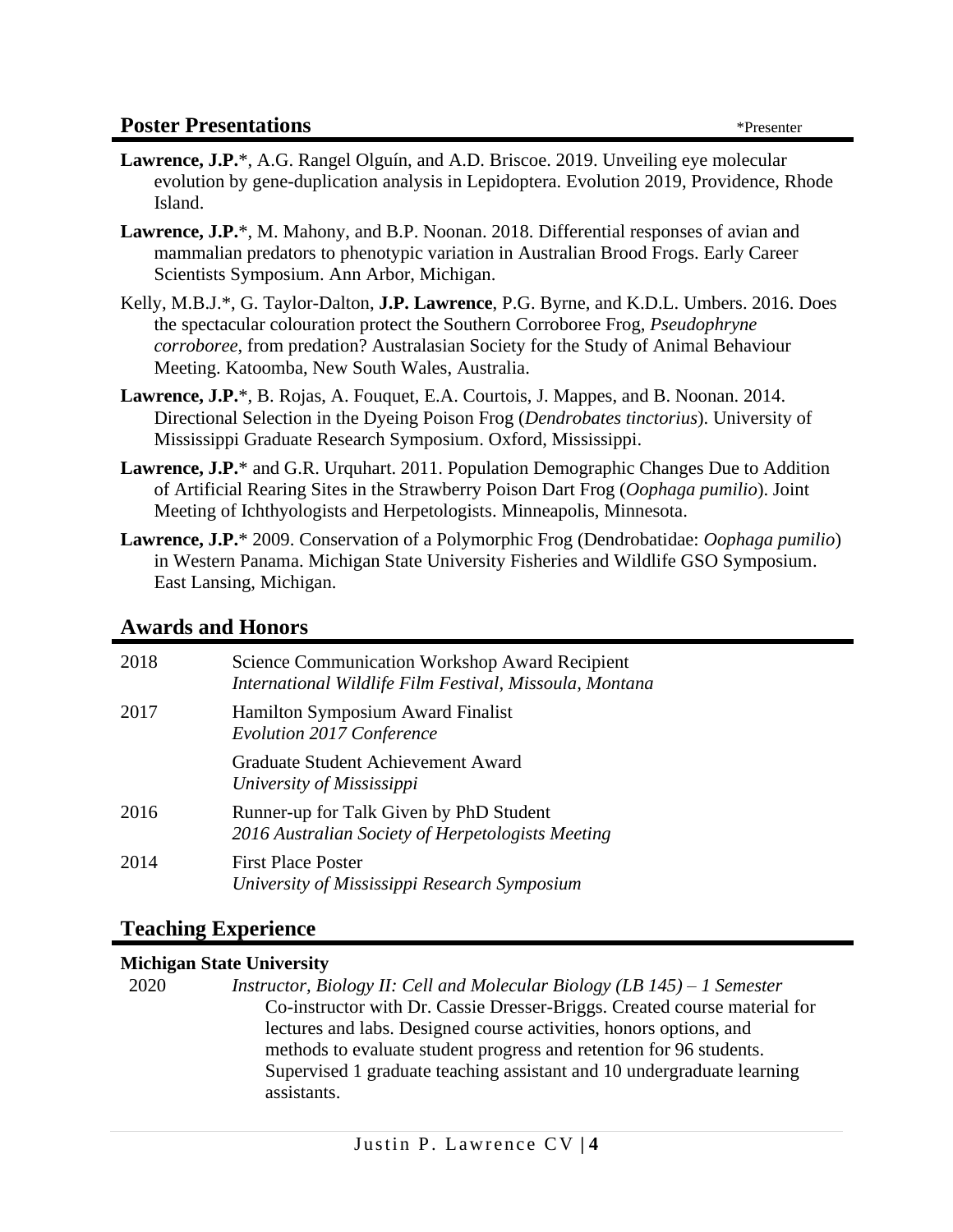## Poster Presentations

*Presenter

**Lawrence, J.P.***, A.G. Rangel Olguín, and A.D. Briscoe. 2019. Unveiling eye molecular evolution by gene-duplication analysis in Lepidoptera. Evolution 2019, Providence, Rhode Island.

**Lawrence, J.P.***, M. Mahony, and B.P. Noonan. 2018. Differential responses of avian and mammalian predators to phenotypic variation in Australian Brood Frogs. Early Career Scientists Symposium. Ann Arbor, Michigan.

Kelly, M.B.J.*, G. Taylor-Dalton, **J.P. Lawrence**, P.G. Byrne, and K.D.L. Umbers. 2016. Does the spectacular colouration protect the Southern Corroboree Frog, *Pseudophryne corroboree*, from predation? Australasian Society for the Study of Animal Behaviour Meeting. Katoomba, New South Wales, Australia.

**Lawrence, J.P.***, B. Rojas, A. Fouquet, E.A. Courtois, J. Mappes, and B. Noonan. 2014. Directional Selection in the Dyeing Poison Frog (*Dendrobates tinctorius*). University of Mississippi Graduate Research Symposium. Oxford, Mississippi.

**Lawrence, J.P.*** and G.R. Urquhart. 2011. Population Demographic Changes Due to Addition of Artificial Rearing Sites in the Strawberry Poison Dart Frog (*Oophaga pumilio*). Joint Meeting of Ichthyologists and Herpetologists. Minneapolis, Minnesota.

**Lawrence, J.P.*** 2009. Conservation of a Polymorphic Frog (Dendrobatidae: *Oophaga pumilio*) in Western Panama. Michigan State University Fisheries and Wildlife GSO Symposium. East Lansing, Michigan.

## Awards and Honors

| | |
|---|---|
| 2018 | Science Communication Workshop Award Recipient<br>*International Wildlife Film Festival, Missoula, Montana* |
| 2017 | Hamilton Symposium Award Finalist<br>*Evolution 2017 Conference* |
| | Graduate Student Achievement Award<br>*University of Mississippi* |
| 2016 | Runner-up for Talk Given by PhD Student<br>*2016 Australian Society of Herpetologists Meeting* |
| 2014 | First Place Poster<br>*University of Mississippi Research Symposium* |

## Teaching Experience

**Michigan State University**

2020 — *Instructor, Biology II: Cell and Molecular Biology (LB 145) – 1 Semester*

Co-instructor with Dr. Cassie Dresser-Briggs. Created course material for lectures and labs. Designed course activities, honors options, and methods to evaluate student progress and retention for 96 students. Supervised 1 graduate teaching assistant and 10 undergraduate learning assistants.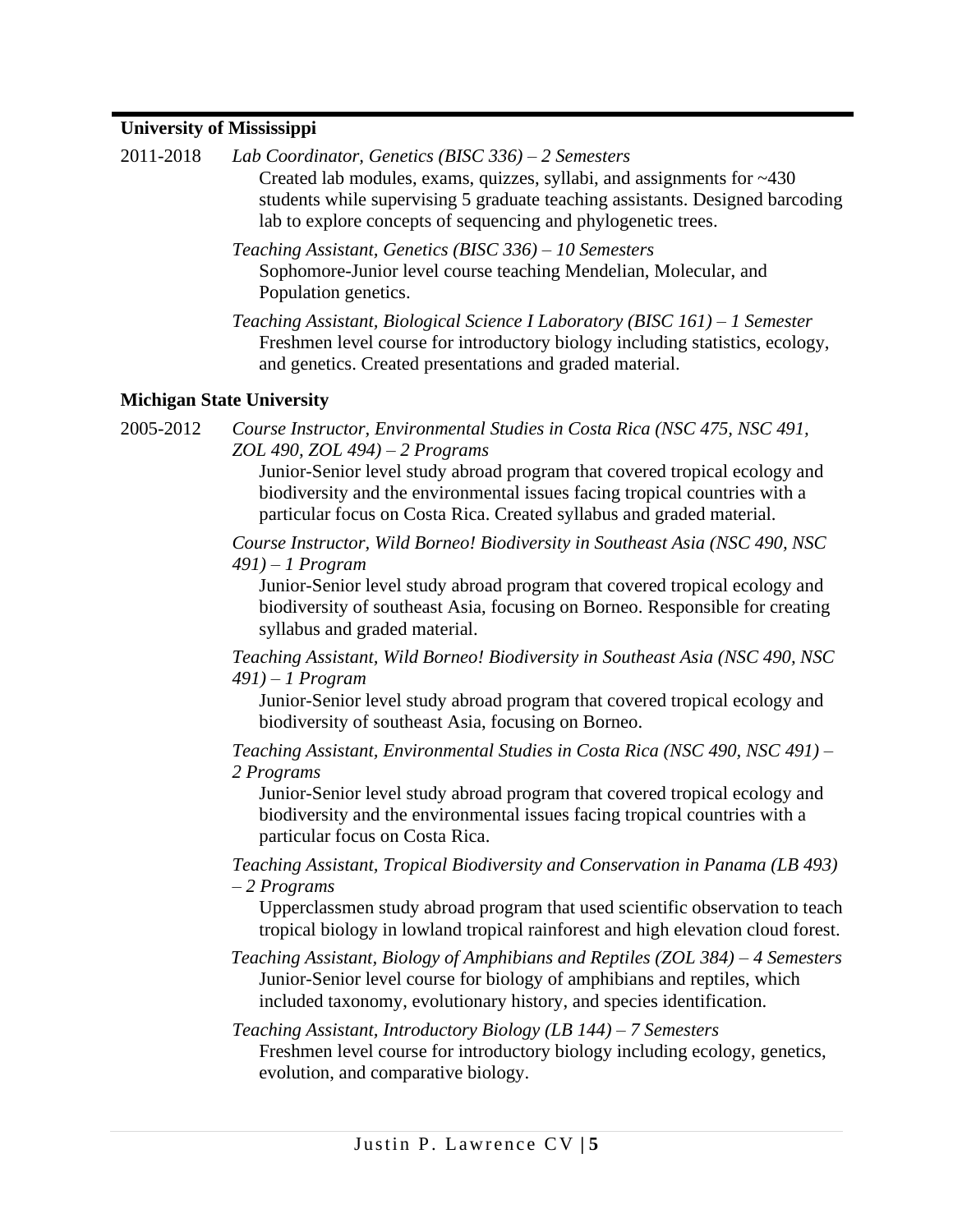**University of Mississippi**

2011-2018 *Lab Coordinator, Genetics (BISC 336) – 2 Semesters*
Created lab modules, exams, quizzes, syllabi, and assignments for ~430 students while supervising 5 graduate teaching assistants. Designed barcoding lab to explore concepts of sequencing and phylogenetic trees.

*Teaching Assistant, Genetics (BISC 336) – 10 Semesters*
Sophomore-Junior level course teaching Mendelian, Molecular, and Population genetics.

*Teaching Assistant, Biological Science I Laboratory (BISC 161) – 1 Semester*
Freshmen level course for introductory biology including statistics, ecology, and genetics. Created presentations and graded material.

**Michigan State University**

2005-2012 *Course Instructor, Environmental Studies in Costa Rica (NSC 475, NSC 491, ZOL 490, ZOL 494) – 2 Programs*
Junior-Senior level study abroad program that covered tropical ecology and biodiversity and the environmental issues facing tropical countries with a particular focus on Costa Rica. Created syllabus and graded material.

*Course Instructor, Wild Borneo! Biodiversity in Southeast Asia (NSC 490, NSC 491) – 1 Program*
Junior-Senior level study abroad program that covered tropical ecology and biodiversity of southeast Asia, focusing on Borneo. Responsible for creating syllabus and graded material.

*Teaching Assistant, Wild Borneo! Biodiversity in Southeast Asia (NSC 490, NSC 491) – 1 Program*
Junior-Senior level study abroad program that covered tropical ecology and biodiversity of southeast Asia, focusing on Borneo.

*Teaching Assistant, Environmental Studies in Costa Rica (NSC 490, NSC 491) – 2 Programs*
Junior-Senior level study abroad program that covered tropical ecology and biodiversity and the environmental issues facing tropical countries with a particular focus on Costa Rica.

*Teaching Assistant, Tropical Biodiversity and Conservation in Panama (LB 493) – 2 Programs*
Upperclassmen study abroad program that used scientific observation to teach tropical biology in lowland tropical rainforest and high elevation cloud forest.

*Teaching Assistant, Biology of Amphibians and Reptiles (ZOL 384) – 4 Semesters*
Junior-Senior level course for biology of amphibians and reptiles, which included taxonomy, evolutionary history, and species identification.

*Teaching Assistant, Introductory Biology (LB 144) – 7 Semesters*
Freshmen level course for introductory biology including ecology, genetics, evolution, and comparative biology.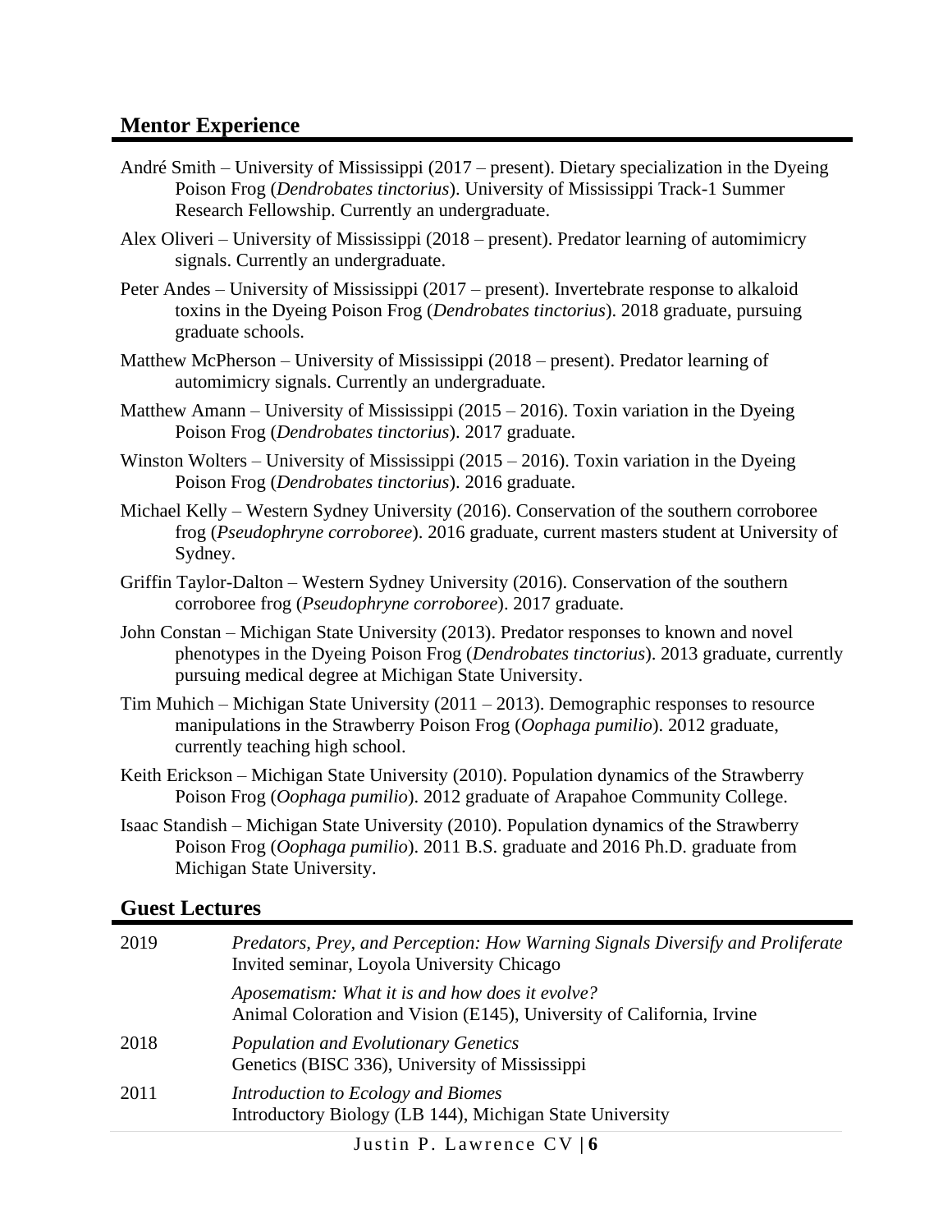## Mentor Experience

André Smith – University of Mississippi (2017 – present). Dietary specialization in the Dyeing Poison Frog (*Dendrobates tinctorius*). University of Mississippi Track-1 Summer Research Fellowship. Currently an undergraduate.

Alex Oliveri – University of Mississippi (2018 – present). Predator learning of automimicry signals. Currently an undergraduate.

Peter Andes – University of Mississippi (2017 – present). Invertebrate response to alkaloid toxins in the Dyeing Poison Frog (*Dendrobates tinctorius*). 2018 graduate, pursuing graduate schools.

Matthew McPherson – University of Mississippi (2018 – present). Predator learning of automimicry signals. Currently an undergraduate.

Matthew Amann – University of Mississippi (2015 – 2016). Toxin variation in the Dyeing Poison Frog (*Dendrobates tinctorius*). 2017 graduate.

Winston Wolters – University of Mississippi (2015 – 2016). Toxin variation in the Dyeing Poison Frog (*Dendrobates tinctorius*). 2016 graduate.

Michael Kelly – Western Sydney University (2016). Conservation of the southern corroboree frog (*Pseudophryne corroboree*). 2016 graduate, current masters student at University of Sydney.

Griffin Taylor-Dalton – Western Sydney University (2016). Conservation of the southern corroboree frog (*Pseudophryne corroboree*). 2017 graduate.

John Constan – Michigan State University (2013). Predator responses to known and novel phenotypes in the Dyeing Poison Frog (*Dendrobates tinctorius*). 2013 graduate, currently pursuing medical degree at Michigan State University.

Tim Muhich – Michigan State University (2011 – 2013). Demographic responses to resource manipulations in the Strawberry Poison Frog (*Oophaga pumilio*). 2012 graduate, currently teaching high school.

Keith Erickson – Michigan State University (2010). Population dynamics of the Strawberry Poison Frog (*Oophaga pumilio*). 2012 graduate of Arapahoe Community College.

Isaac Standish – Michigan State University (2010). Population dynamics of the Strawberry Poison Frog (*Oophaga pumilio*). 2011 B.S. graduate and 2016 Ph.D. graduate from Michigan State University.

## Guest Lectures

| | |
|---|---|
| 2019 | *Predators, Prey, and Perception: How Warning Signals Diversify and Proliferate* Invited seminar, Loyola University Chicago |
| | *Aposematism: What it is and how does it evolve?* Animal Coloration and Vision (E145), University of California, Irvine |
| 2018 | *Population and Evolutionary Genetics* Genetics (BISC 336), University of Mississippi |
| 2011 | *Introduction to Ecology and Biomes* Introductory Biology (LB 144), Michigan State University |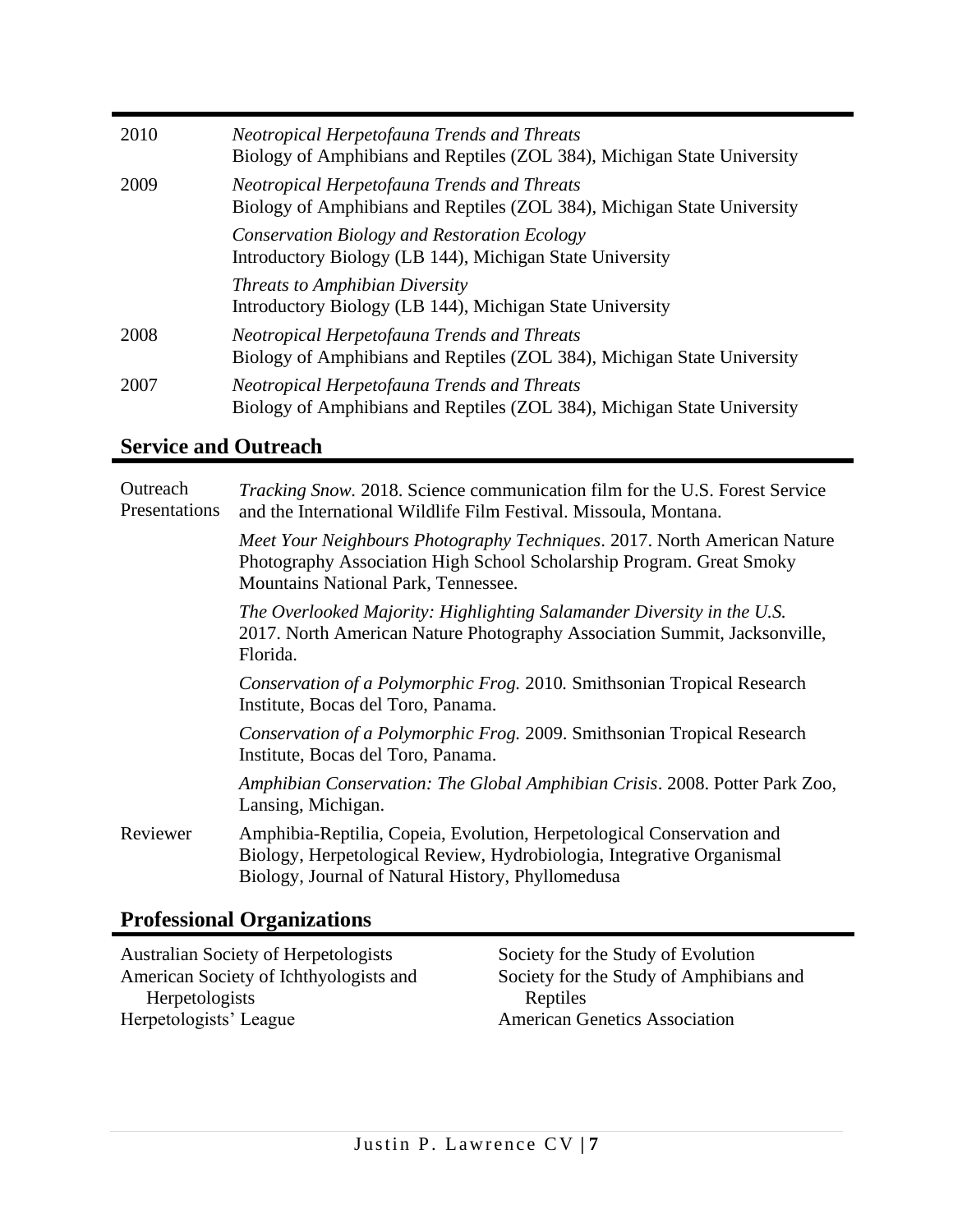| | |
|---|---|
| 2010 | *Neotropical Herpetofauna Trends and Threats*<br>Biology of Amphibians and Reptiles (ZOL 384), Michigan State University |
| 2009 | *Neotropical Herpetofauna Trends and Threats*<br>Biology of Amphibians and Reptiles (ZOL 384), Michigan State University |
| | *Conservation Biology and Restoration Ecology*<br>Introductory Biology (LB 144), Michigan State University |
| | *Threats to Amphibian Diversity*<br>Introductory Biology (LB 144), Michigan State University |
| 2008 | *Neotropical Herpetofauna Trends and Threats*<br>Biology of Amphibians and Reptiles (ZOL 384), Michigan State University |
| 2007 | *Neotropical Herpetofauna Trends and Threats*<br>Biology of Amphibians and Reptiles (ZOL 384), Michigan State University |

## Service and Outreach

| | |
|---|---|
| Outreach Presentations | *Tracking Snow.* 2018. Science communication film for the U.S. Forest Service and the International Wildlife Film Festival. Missoula, Montana. |
| | *Meet Your Neighbours Photography Techniques*. 2017. North American Nature Photography Association High School Scholarship Program. Great Smoky Mountains National Park, Tennessee. |
| | *The Overlooked Majority: Highlighting Salamander Diversity in the U.S.* 2017. North American Nature Photography Association Summit, Jacksonville, Florida. |
| | *Conservation of a Polymorphic Frog.* 2010*.* Smithsonian Tropical Research Institute, Bocas del Toro, Panama. |
| | *Conservation of a Polymorphic Frog.* 2009. Smithsonian Tropical Research Institute, Bocas del Toro, Panama. |
| | *Amphibian Conservation: The Global Amphibian Crisis*. 2008. Potter Park Zoo, Lansing, Michigan. |
| Reviewer | Amphibia-Reptilia, Copeia, Evolution, Herpetological Conservation and Biology, Herpetological Review, Hydrobiologia, Integrative Organismal Biology, Journal of Natural History, Phyllomedusa |

## Professional Organizations

Australian Society of Herpetologists
American Society of Ichthyologists and Herpetologists
Herpetologists' League
Society for the Study of Evolution
Society for the Study of Amphibians and Reptiles
American Genetics Association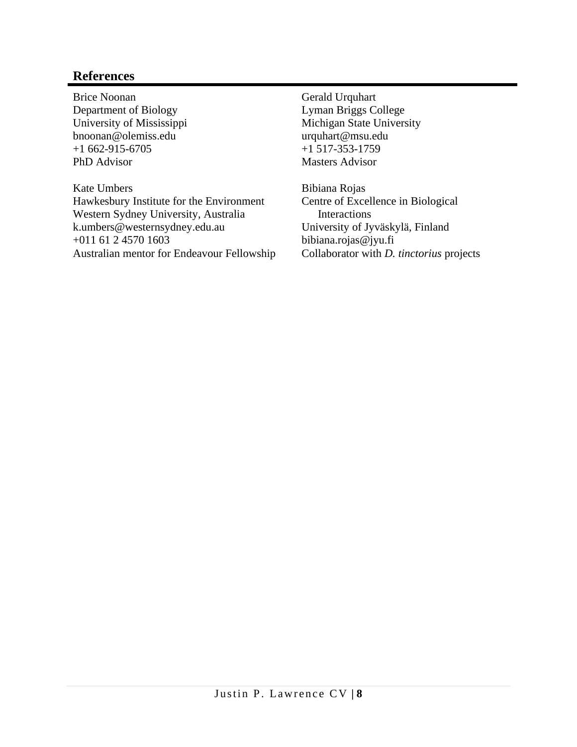## References

Brice Noonan
Department of Biology
University of Mississippi
bnoonan@olemiss.edu
+1 662-915-6705
PhD Advisor

Gerald Urquhart
Lyman Briggs College
Michigan State University
urquhart@msu.edu
+1 517-353-1759
Masters Advisor

Kate Umbers
Hawkesbury Institute for the Environment
Western Sydney University, Australia
k.umbers@westernsydney.edu.au
+011 61 2 4570 1603
Australian mentor for Endeavour Fellowship

Bibiana Rojas
Centre of Excellence in Biological Interactions
University of Jyväskylä, Finland
bibiana.rojas@jyu.fi
Collaborator with *D. tinctorius* projects